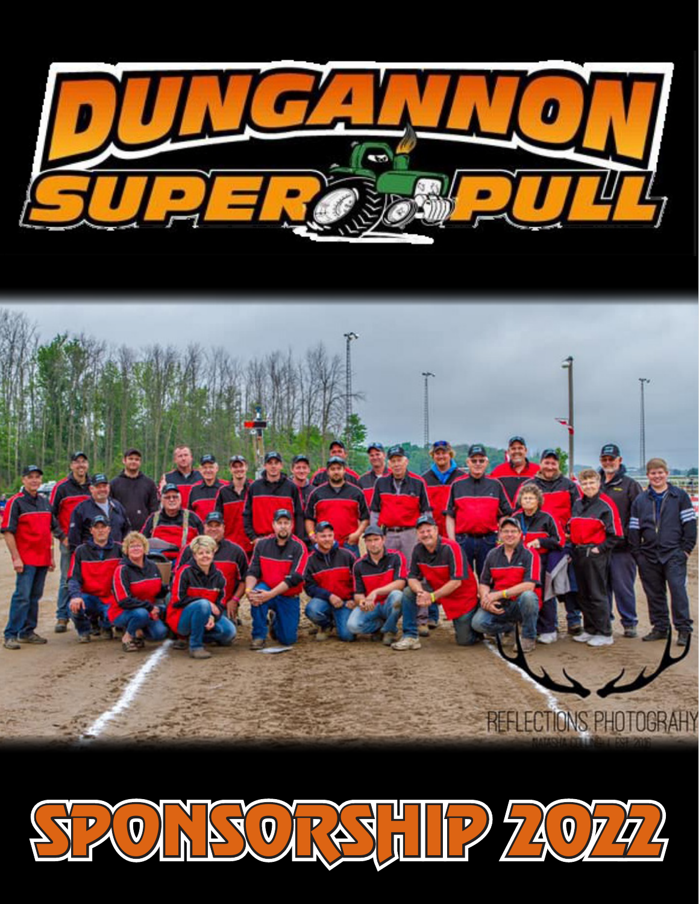# DUNGANNON SUPER PULL

# SPONSORSHIP 2022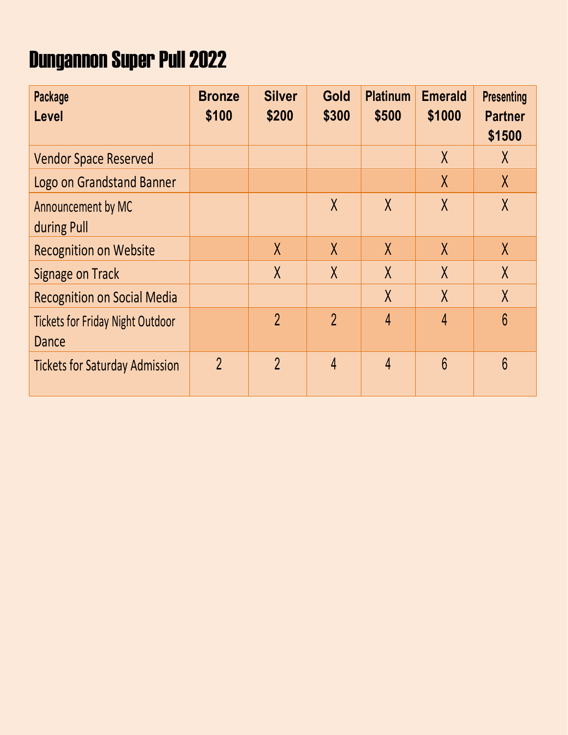# Dungannon Super Pull 2022

| Package Level | Bronze $100 | Silver $200 | Gold $300 | Platinum $500 | Emerald $1000 | Presenting Partner $1500 |
|---|---|---|---|---|---|---|
| Vendor Space Reserved | | | | | X | X |
| Logo on Grandstand Banner | | | | | X | X |
| Announcement by MC during Pull | | | X | X | X | X |
| Recognition on Website | | X | X | X | X | X |
| Signage on Track | | X | X | X | X | X |
| Recognition on Social Media | | | | X | X | X |
| Tickets for Friday Night Outdoor Dance | | 2 | 2 | 4 | 4 | 6 |
| Tickets for Saturday Admission | 2 | 2 | 4 | 4 | 6 | 6 |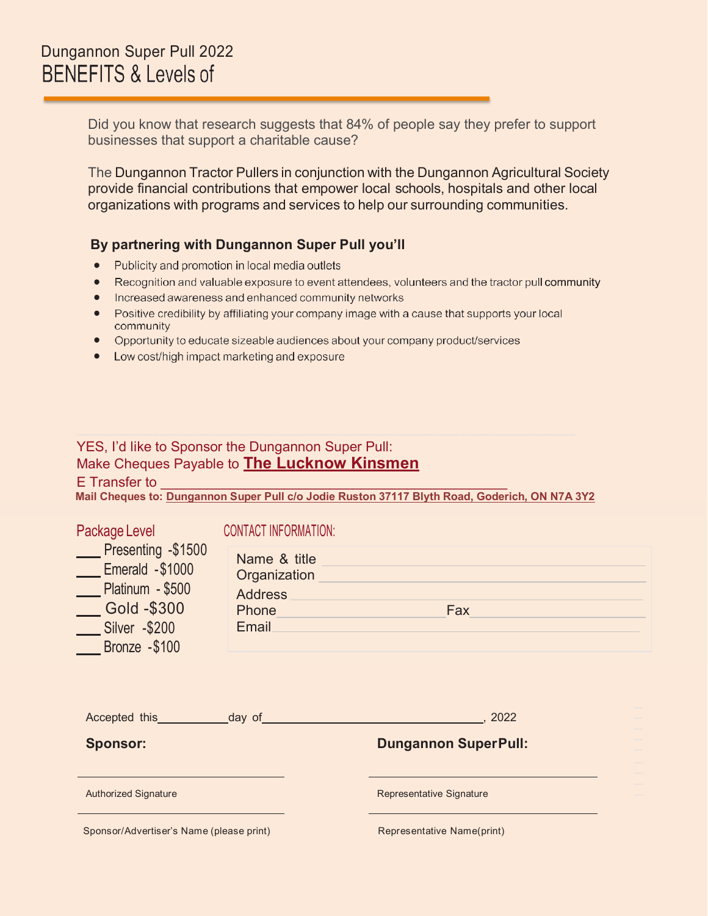# Dungannon Super Pull 2022

## BENEFITS & Levels of

Did you know that research suggests that 84% of people say they prefer to support businesses that support a charitable cause?

The Dungannon Tractor Pullers in conjunction with the Dungannon Agricultural Society provide financial contributions that empower local schools, hospitals and other local organizations with programs and services to help our surrounding communities.

**By partnering with Dungannon Super Pull you'll**

- Publicity and promotion in local media outlets
- Recognition and valuable exposure to event attendees, volunteers and the tractor pull community
- Increased awareness and enhanced community networks
- Positive credibility by affiliating your company image with a cause that supports your local community
- Opportunity to educate sizeable audiences about your company product/services
- Low cost/high impact marketing and exposure

YES, I'd like to Sponsor the Dungannon Super Pull:

Make Cheques Payable to **The Lucknow Kinsmen**

E Transfer to ______________________________________

**Mail Cheques to: Dungannon Super Pull c/o Jodie Ruston 37117 Blyth Road, Goderich, ON N7A 3Y2**

Package Level

___ Presenting -$1500
___ Emerald -$1000
___ Platinum - $500
___ Gold -$300
___ Silver -$200
___ Bronze -$100

CONTACT INFORMATION:

Name & title ______________________________
Organization ______________________________
Address ______________________________
Phone ______________ Fax ______________
Email ______________________________

Accepted this__________day of______________________________, 2022

**Sponsor:**

______________________________
Authorized Signature

______________________________
Sponsor/Advertiser's Name (please print)

**Dungannon SuperPull:**

______________________________
Representative Signature

______________________________
Representative Name(print)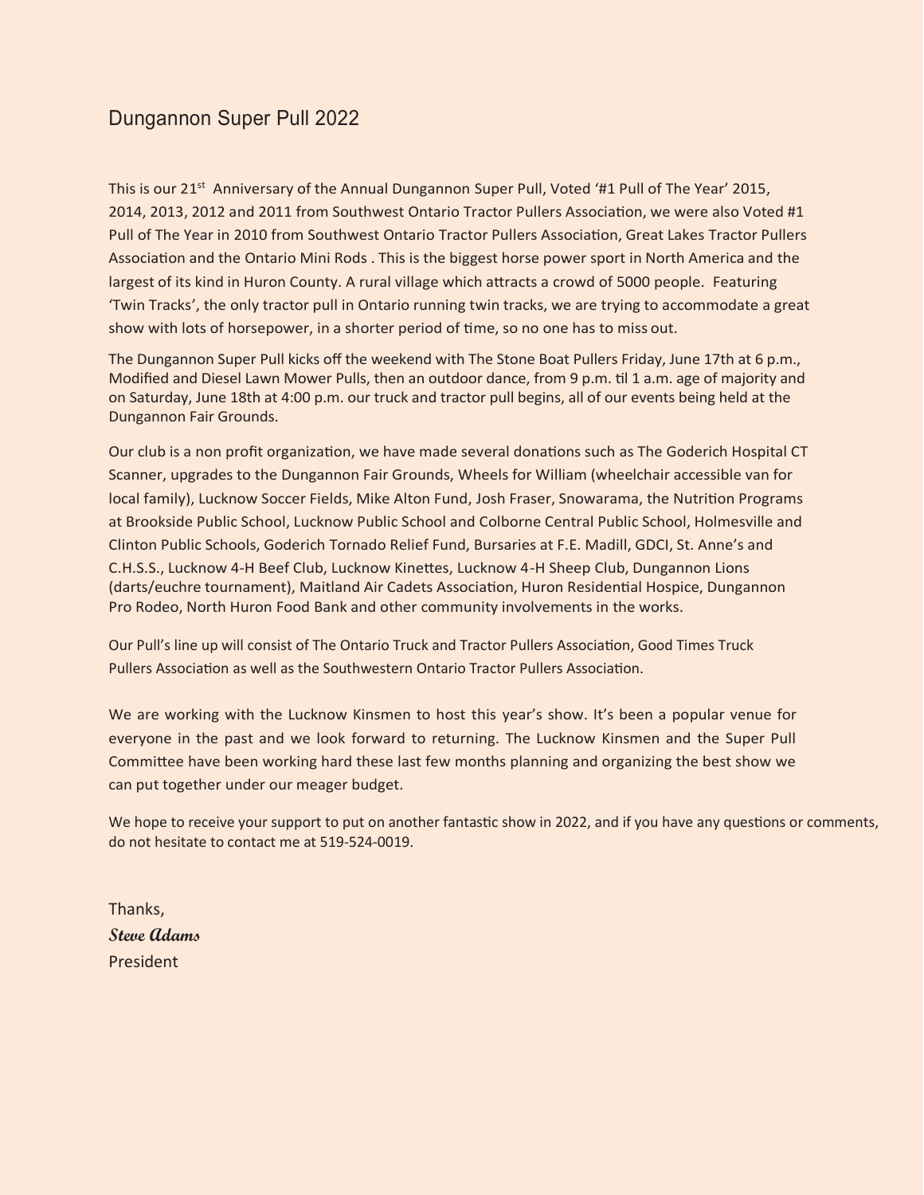# Dungannon Super Pull 2022

This is our 21st Anniversary of the Annual Dungannon Super Pull, Voted '#1 Pull of The Year' 2015, 2014, 2013, 2012 and 2011 from Southwest Ontario Tractor Pullers Association, we were also Voted #1 Pull of The Year in 2010 from Southwest Ontario Tractor Pullers Association, Great Lakes Tractor Pullers Association and the Ontario Mini Rods . This is the biggest horse power sport in North America and the largest of its kind in Huron County. A rural village which attracts a crowd of 5000 people. Featuring 'Twin Tracks', the only tractor pull in Ontario running twin tracks, we are trying to accommodate a great show with lots of horsepower, in a shorter period of time, so no one has to miss out.

The Dungannon Super Pull kicks off the weekend with The Stone Boat Pullers Friday, June 17th at 6 p.m., Modified and Diesel Lawn Mower Pulls, then an outdoor dance, from 9 p.m. til 1 a.m. age of majority and on Saturday, June 18th at 4:00 p.m. our truck and tractor pull begins, all of our events being held at the Dungannon Fair Grounds.

Our club is a non profit organization, we have made several donations such as The Goderich Hospital CT Scanner, upgrades to the Dungannon Fair Grounds, Wheels for William (wheelchair accessible van for local family), Lucknow Soccer Fields, Mike Alton Fund, Josh Fraser, Snowarama, the Nutrition Programs at Brookside Public School, Lucknow Public School and Colborne Central Public School, Holmesville and Clinton Public Schools, Goderich Tornado Relief Fund, Bursaries at F.E. Madill, GDCI, St. Anne's and C.H.S.S., Lucknow 4-H Beef Club, Lucknow Kinettes, Lucknow 4-H Sheep Club, Dungannon Lions (darts/euchre tournament), Maitland Air Cadets Association, Huron Residential Hospice, Dungannon Pro Rodeo, North Huron Food Bank and other community involvements in the works.

Our Pull's line up will consist of The Ontario Truck and Tractor Pullers Association, Good Times Truck Pullers Association as well as the Southwestern Ontario Tractor Pullers Association.

We are working with the Lucknow Kinsmen to host this year's show. It's been a popular venue for everyone in the past and we look forward to returning. The Lucknow Kinsmen and the Super Pull Committee have been working hard these last few months planning and organizing the best show we can put together under our meager budget.

We hope to receive your support to put on another fantastic show in 2022, and if you have any questions or comments, do not hesitate to contact me at 519-524-0019.

Thanks,
**Steve Adams**
President